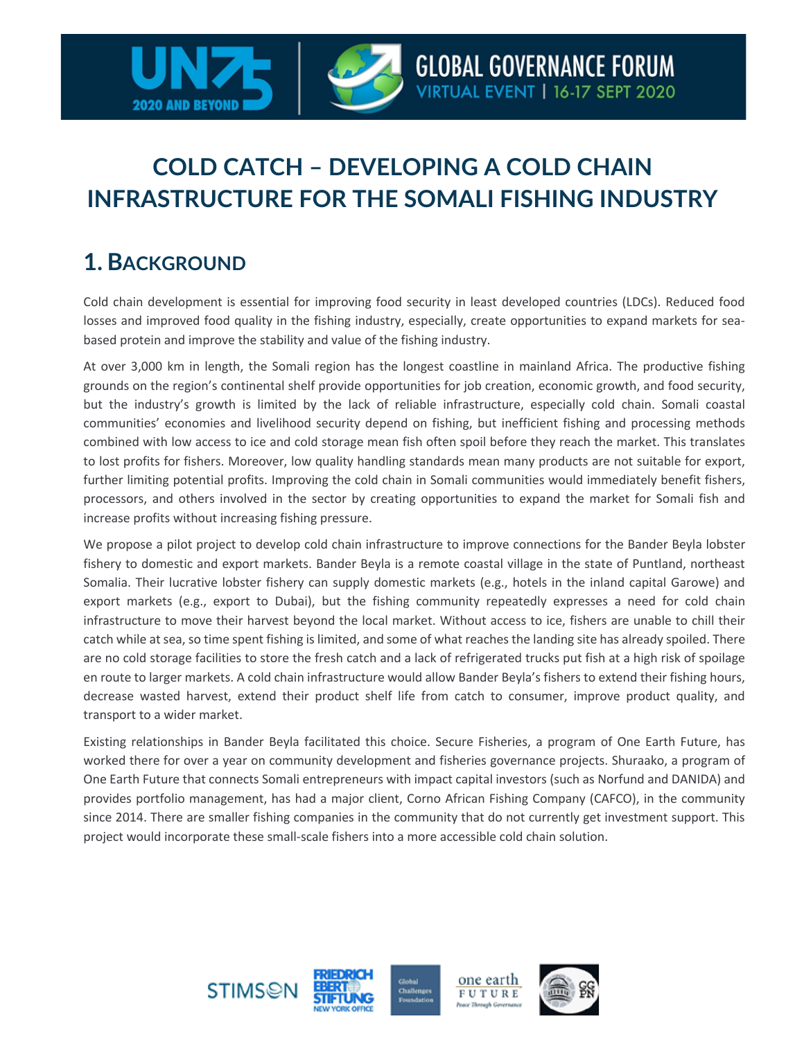# COLD CATCH – DEVELOPING A COLD CHAIN INFRASTRUCTURE FOR THE SOMALI FISHING INDUSTRY

## 1. BACKGROUND

Cold chain development is essential for improving food security in least developed countries (LDCs). Reduced food losses and improved food quality in the fishing industry, especially, create opportunities to expand markets for sea-based protein and improve the stability and value of the fishing industry.

At over 3,000 km in length, the Somali region has the longest coastline in mainland Africa. The productive fishing grounds on the region's continental shelf provide opportunities for job creation, economic growth, and food security, but the industry's growth is limited by the lack of reliable infrastructure, especially cold chain. Somali coastal communities' economies and livelihood security depend on fishing, but inefficient fishing and processing methods combined with low access to ice and cold storage mean fish often spoil before they reach the market. This translates to lost profits for fishers. Moreover, low quality handling standards mean many products are not suitable for export, further limiting potential profits. Improving the cold chain in Somali communities would immediately benefit fishers, processors, and others involved in the sector by creating opportunities to expand the market for Somali fish and increase profits without increasing fishing pressure.

We propose a pilot project to develop cold chain infrastructure to improve connections for the Bander Beyla lobster fishery to domestic and export markets. Bander Beyla is a remote coastal village in the state of Puntland, northeast Somalia. Their lucrative lobster fishery can supply domestic markets (e.g., hotels in the inland capital Garowe) and export markets (e.g., export to Dubai), but the fishing community repeatedly expresses a need for cold chain infrastructure to move their harvest beyond the local market. Without access to ice, fishers are unable to chill their catch while at sea, so time spent fishing is limited, and some of what reaches the landing site has already spoiled. There are no cold storage facilities to store the fresh catch and a lack of refrigerated trucks put fish at a high risk of spoilage en route to larger markets. A cold chain infrastructure would allow Bander Beyla's fishers to extend their fishing hours, decrease wasted harvest, extend their product shelf life from catch to consumer, improve product quality, and transport to a wider market.

Existing relationships in Bander Beyla facilitated this choice. Secure Fisheries, a program of One Earth Future, has worked there for over a year on community development and fisheries governance projects. Shuraako, a program of One Earth Future that connects Somali entrepreneurs with impact capital investors (such as Norfund and DANIDA) and provides portfolio management, has had a major client, Corno African Fishing Company (CAFCO), in the community since 2014. There are smaller fishing companies in the community that do not currently get investment support. This project would incorporate these small-scale fishers into a more accessible cold chain solution.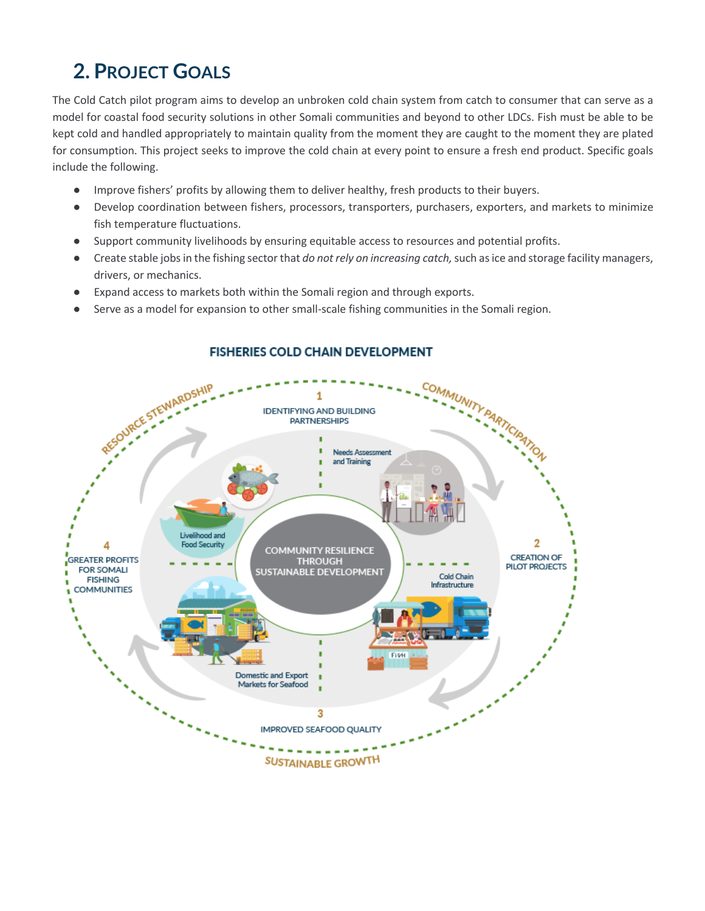## 2. Project Goals

The Cold Catch pilot program aims to develop an unbroken cold chain system from catch to consumer that can serve as a model for coastal food security solutions in other Somali communities and beyond to other LDCs. Fish must be able to be kept cold and handled appropriately to maintain quality from the moment they are caught to the moment they are plated for consumption. This project seeks to improve the cold chain at every point to ensure a fresh end product. Specific goals include the following.

- Improve fishers' profits by allowing them to deliver healthy, fresh products to their buyers.
- Develop coordination between fishers, processors, transporters, purchasers, exporters, and markets to minimize fish temperature fluctuations.
- Support community livelihoods by ensuring equitable access to resources and potential profits.
- Create stable jobs in the fishing sector that *do not rely on increasing catch,* such as ice and storage facility managers, drivers, or mechanics.
- Expand access to markets both within the Somali region and through exports.
- Serve as a model for expansion to other small-scale fishing communities in the Somali region.

FISHERIES COLD CHAIN DEVELOPMENT

RESOURCE STEWARDSHIP

COMMUNITY PARTICIPATION

SUSTAINABLE GROWTH

1
IDENTIFYING AND BUILDING PARTNERSHIPS

Needs Assessment and Training

2
CREATION OF PILOT PROJECTS

Cold Chain Infrastructure

3
IMPROVED SEAFOOD QUALITY

Domestic and Export Markets for Seafood

4
GREATER PROFITS FOR SOMALI FISHING COMMUNITIES

Livelihood and Food Security

COMMUNITY RESILIENCE THROUGH SUSTAINABLE DEVELOPMENT